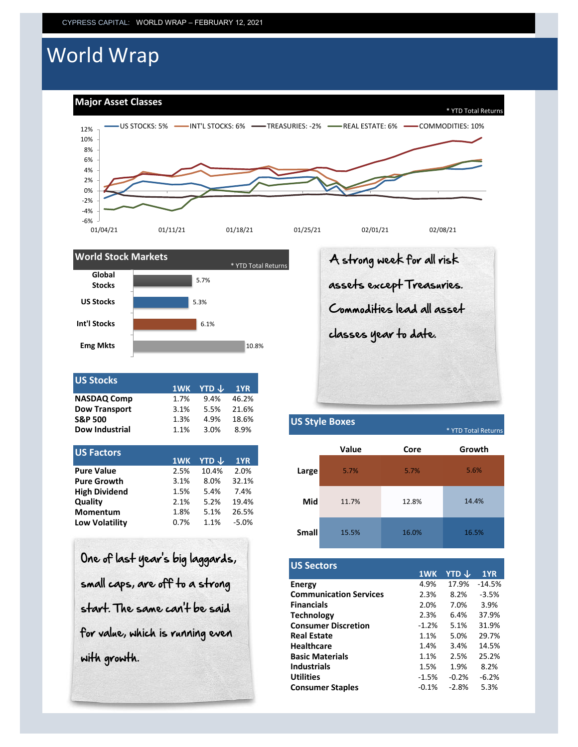CYPRESS CAPITAL: WORLD WRAP – FEBRUARY 12, 2021

# World Wrap

## Major Asset Classes

* YTD Total Returns

US STOCKS: 5% | INT'L STOCKS: 6% | TREASURIES: -2% | REAL ESTATE: 6% | COMMODITIES: 10%

## World Stock Markets

* YTD Total Returns

| Market | YTD |
|---|---|
| Global Stocks | 5.7% |
| US Stocks | 5.3% |
| Int'l Stocks | 6.1% |
| Emg Mkts | 10.8% |

A strong week for all risk assets except Treasuries. Commodities lead all asset classes year to date.

## US Stocks

| | 1WK | YTD ↓ | 1YR |
|---|---|---|---|
| **NASDAQ Comp** | 1.7% | 9.4% | 46.2% |
| **Dow Transport** | 3.1% | 5.5% | 21.6% |
| **S&P 500** | 1.3% | 4.9% | 18.6% |
| **Dow Industrial** | 1.1% | 3.0% | 8.9% |

## US Factors

| | 1WK | YTD ↓ | 1YR |
|---|---|---|---|
| **Pure Value** | 2.5% | 10.4% | 2.0% |
| **Pure Growth** | 3.1% | 8.0% | 32.1% |
| **High Dividend** | 1.5% | 5.4% | 7.4% |
| **Quality** | 2.1% | 5.2% | 19.4% |
| **Momentum** | 1.8% | 5.1% | 26.5% |
| **Low Volatility** | 0.7% | 1.1% | -5.0% |

One of last year's big laggards, small caps, are off to a strong start. The same can't be said for value, which is running even with growth.

## US Style Boxes

* YTD Total Returns

| | Value | Core | Growth |
|---|---|---|---|
| **Large** | 5.7% | 5.7% | 5.6% |
| **Mid** | 11.7% | 12.8% | 14.4% |
| **Small** | 15.5% | 16.0% | 16.5% |

## US Sectors

| | 1WK | YTD ↓ | 1YR |
|---|---|---|---|
| **Energy** | 4.9% | 17.9% | -14.5% |
| **Communication Services** | 2.3% | 8.2% | -3.5% |
| **Financials** | 2.0% | 7.0% | 3.9% |
| **Technology** | 2.3% | 6.4% | 37.9% |
| **Consumer Discretion** | -1.2% | 5.1% | 31.9% |
| **Real Estate** | 1.1% | 5.0% | 29.7% |
| **Healthcare** | 1.4% | 3.4% | 14.5% |
| **Basic Materials** | 1.1% | 2.5% | 25.2% |
| **Industrials** | 1.5% | 1.9% | 8.2% |
| **Utilities** | -1.5% | -0.2% | -6.2% |
| **Consumer Staples** | -0.1% | -2.8% | 5.3% |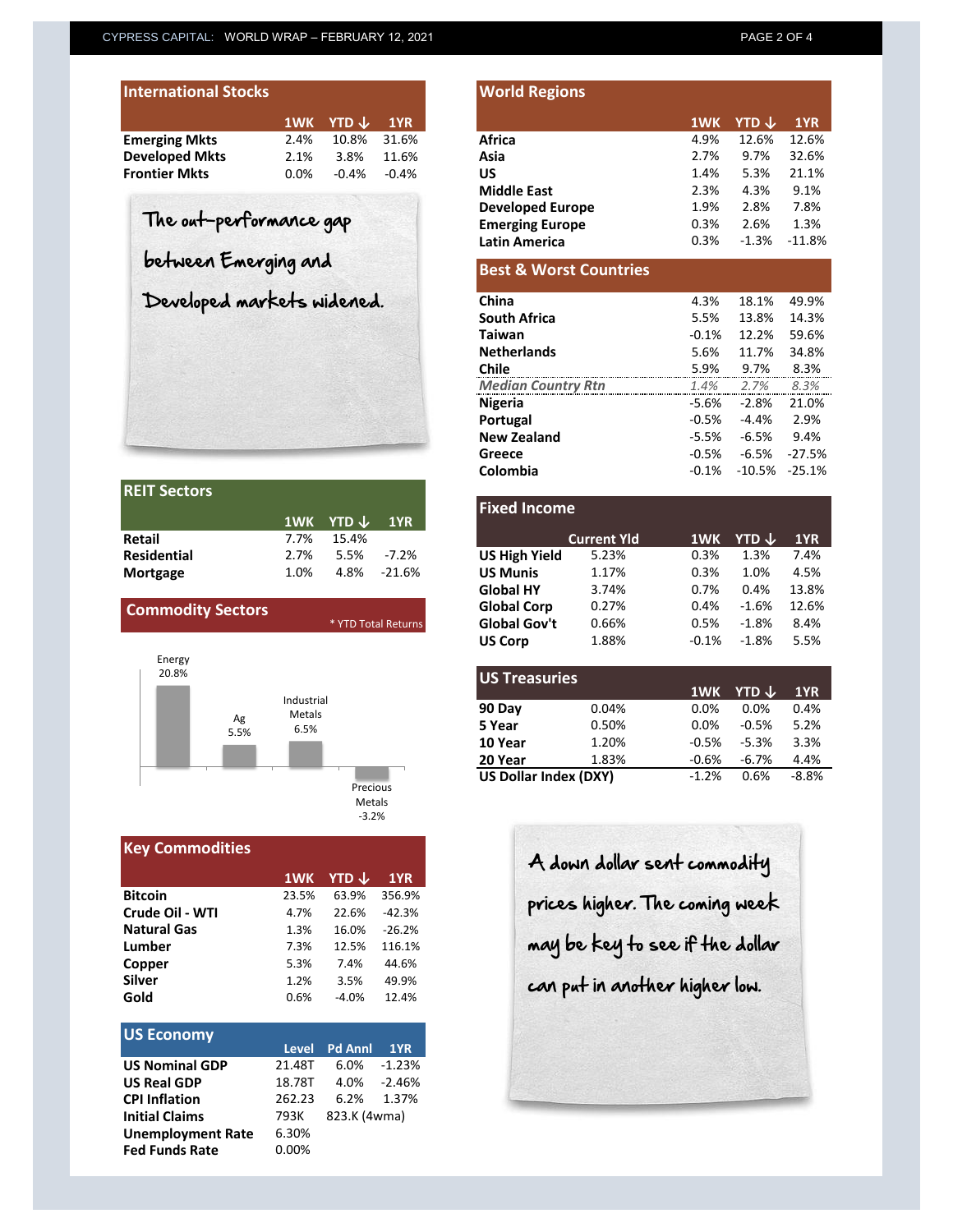## International Stocks

| | 1WK | YTD ↓ | 1YR |
|---|---|---|---|
| **Emerging Mkts** | 2.4% | 10.8% | 31.6% |
| **Developed Mkts** | 2.1% | 3.8% | 11.6% |
| **Frontier Mkts** | 0.0% | -0.4% | -0.4% |

The out-performance gap between Emerging and Developed markets widened.

## REIT Sectors

| | 1WK | YTD ↓ | 1YR |
|---|---|---|---|
| **Retail** | 7.7% | 15.4% | |
| **Residential** | 2.7% | 5.5% | -7.2% |
| **Mortgage** | 1.0% | 4.8% | -21.6% |

## Commodity Sectors

\* YTD Total Returns

| Sector | YTD |
|---|---|
| Energy | 20.8% |
| Ag | 5.5% |
| Industrial Metals | 6.5% |
| Precious Metals | -3.2% |

## Key Commodities

| | 1WK | YTD ↓ | 1YR |
|---|---|---|---|
| **Bitcoin** | 23.5% | 63.9% | 356.9% |
| **Crude Oil - WTI** | 4.7% | 22.6% | -42.3% |
| **Natural Gas** | 1.3% | 16.0% | -26.2% |
| **Lumber** | 7.3% | 12.5% | 116.1% |
| **Copper** | 5.3% | 7.4% | 44.6% |
| **Silver** | 1.2% | 3.5% | 49.9% |
| **Gold** | 0.6% | -4.0% | 12.4% |

## US Economy

| | Level | Pd Annl | 1YR |
|---|---|---|---|
| **US Nominal GDP** | 21.48T | 6.0% | -1.23% |
| **US Real GDP** | 18.78T | 4.0% | -2.46% |
| **CPI Inflation** | 262.23 | 6.2% | 1.37% |
| **Initial Claims** | 793K | 823.K (4wma) | |
| **Unemployment Rate** | 6.30% | | |
| **Fed Funds Rate** | 0.00% | | |

## World Regions

| | 1WK | YTD ↓ | 1YR |
|---|---|---|---|
| **Africa** | 4.9% | 12.6% | 12.6% |
| **Asia** | 2.7% | 9.7% | 32.6% |
| **US** | 1.4% | 5.3% | 21.1% |
| **Middle East** | 2.3% | 4.3% | 9.1% |
| **Developed Europe** | 1.9% | 2.8% | 7.8% |
| **Emerging Europe** | 0.3% | 2.6% | 1.3% |
| **Latin America** | 0.3% | -1.3% | -11.8% |

## Best & Worst Countries

| | 1WK | YTD | 1YR |
|---|---|---|---|
| **China** | 4.3% | 18.1% | 49.9% |
| **South Africa** | 5.5% | 13.8% | 14.3% |
| **Taiwan** | -0.1% | 12.2% | 59.6% |
| **Netherlands** | 5.6% | 11.7% | 34.8% |
| **Chile** | 5.9% | 9.7% | 8.3% |
| *Median Country Rtn* | *1.4%* | *2.7%* | *8.3%* |
| **Nigeria** | -5.6% | -2.8% | 21.0% |
| **Portugal** | -0.5% | -4.4% | 2.9% |
| **New Zealand** | -5.5% | -6.5% | 9.4% |
| **Greece** | -0.5% | -6.5% | -27.5% |
| **Colombia** | -0.1% | -10.5% | -25.1% |

## Fixed Income

| | Current Yld | 1WK | YTD ↓ | 1YR |
|---|---|---|---|---|
| **US High Yield** | 5.23% | 0.3% | 1.3% | 7.4% |
| **US Munis** | 1.17% | 0.3% | 1.0% | 4.5% |
| **Global HY** | 3.74% | 0.7% | 0.4% | 13.8% |
| **Global Corp** | 0.27% | 0.4% | -1.6% | 12.6% |
| **Global Gov't** | 0.66% | 0.5% | -1.8% | 8.4% |
| **US Corp** | 1.88% | -0.1% | -1.8% | 5.5% |

## US Treasuries

| | | 1WK | YTD ↓ | 1YR |
|---|---|---|---|---|
| **90 Day** | 0.04% | 0.0% | 0.0% | 0.4% |
| **5 Year** | 0.50% | 0.0% | -0.5% | 5.2% |
| **10 Year** | 1.20% | -0.5% | -5.3% | 3.3% |
| **20 Year** | 1.83% | -0.6% | -6.7% | 4.4% |
| **US Dollar Index (DXY)** | | -1.2% | 0.6% | -8.8% |

A down dollar sent commodity prices higher. The coming week may be key to see if the dollar can put in another higher low.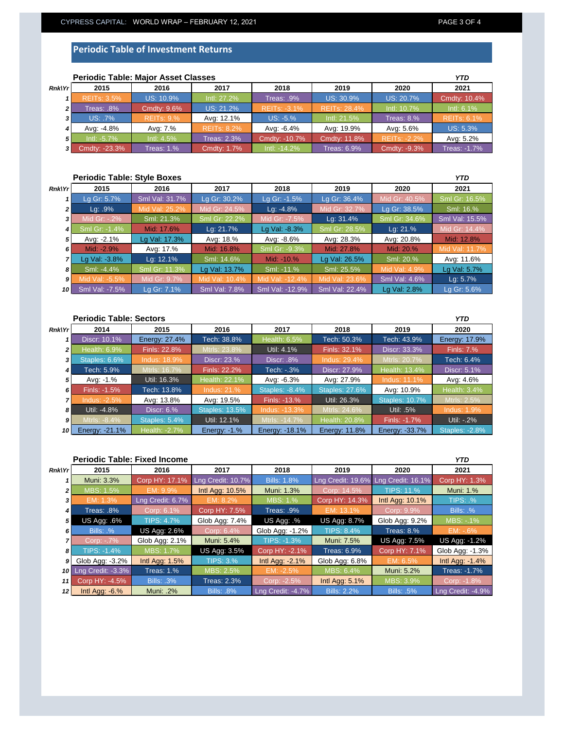## Periodic Table of Investment Returns

### Periodic Table: Major Asset Classes

| Rnk\Yr | 2015 | 2016 | 2017 | 2018 | 2019 | 2020 | YTD 2021 |
|---|---|---|---|---|---|---|---|
| 1 | REITs: 3.5% | US: 10.9% | Intl: 27.2% | Treas: .9% | US: 30.9% | US: 20.7% | Cmdty: 10.4% |
| 2 | Treas: .8% | Cmdty: 9.6% | US: 21.2% | REITs: -3.1% | REITs: 28.4% | Intl: 10.7% | Intl: 6.1% |
| 3 | US: .7% | REITs: 9.% | Avg: 12.1% | US: -5.% | Intl: 21.5% | Treas: 8.% | REITs: 6.1% |
| 4 | Avg: -4.8% | Avg: 7.% | REITs: 8.2% | Avg: -6.4% | Avg: 19.9% | Avg: 5.6% | US: 5.3% |
| 5 | Intl: -5.7% | Intl: 4.5% | Treas: 2.3% | Cmdty: -10.7% | Cmdty: 11.8% | REITs: -2.2% | Avg: 5.2% |
| 3 | Cmdty: -23.3% | Treas: 1.% | Cmdty: 1.7% | Intl: -14.2% | Treas: 6.9% | Cmdty: -9.3% | Treas: -1.7% |

### Periodic Table: Style Boxes

| Rnk\Yr | 2015 | 2016 | 2017 | 2018 | 2019 | 2020 | YTD 2021 |
|---|---|---|---|---|---|---|---|
| 1 | Lg Gr: 5.7% | Sml Val: 31.7% | Lg Gr: 30.2% | Lg Gr: -1.5% | Lg Gr: 36.4% | Mid Gr: 40.5% | Sml Gr: 16.5% |
| 2 | Lg: .9% | Mid Val: 25.2% | Mid Gr: 24.5% | Lg: -4.8% | Mid Gr: 32.7% | Lg Gr: 38.5% | Sml: 16.6% |
| 3 | Mid Gr: -.2% | Sml: 21.3% | Sml Gr: 22.2% | Mid Gr: -7.5% | Lg: 31.4% | Sml Gr: 34.6% | Sml Val: 15.5% |
| 4 | Sml Gr: -1.4% | Mid: 17.6% | Lg: 21.7% | Lg Val: -8.3% | Sml Gr: 28.5% | Lg: 21.% | Mid Gr: 14.4% |
| 5 | Avg: -2.1% | Lg Val: 17.3% | Avg: 18.% | Avg: -8.6% | Avg: 28.3% | Avg: 20.8% | Mid: 12.8% |
| 6 | Mid: -2.9% | Avg: 17.% | Mid: 16.8% | Sml Gr: -9.3% | Mid: 27.8% | Mid: 20.% | Mid Val: 11.7% |
| 7 | Lg Val: -3.8% | Lg: 12.1% | Sml: 14.6% | Mid: -10.% | Lg Val: 26.5% | Sml: 20.% | Avg: 11.6% |
| 8 | Sml: -4.4% | Sml Gr: 11.3% | Lg Val: 13.7% | Sml: -11.% | Sml: 25.5% | Mid Val: 4.9% | Lg Val: 5.7% |
| 9 | Mid Val: -5.5% | Mid Gr: 9.7% | Mid Val: 10.4% | Mid Val: -12.4% | Mid Val: 23.6% | Sml Val: 4.6% | Lg: 5.7% |
| 10 | Sml Val: -7.5% | Lg Gr: 7.1% | Sml Val: 7.8% | Sml Val: -12.9% | Sml Val: 22.4% | Lg Val: 2.8% | Lg Gr: 5.6% |

### Periodic Table: Sectors

| Rnk\Yr | 2014 | 2015 | 2016 | 2017 | 2018 | 2019 | YTD 2020 |
|---|---|---|---|---|---|---|---|
| 1 | Discr: 10.1% | Energy: 27.4% | Tech: 38.8% | Health: 6.5% | Tech: 50.3% | Tech: 43.9% | Energy: 17.9% |
| 2 | Health: 6.9% | Finls: 22.8% | Mtrls: 23.8% | Util: 4.1% | Finls: 32.1% | Discr: 33.3% | Finls: 7.% |
| 3 | Staples: 6.6% | Indus: 18.9% | Discr: 23.% | Discr: .8% | Indus: 29.4% | Mtrls: 20.7% | Tech: 6.4% |
| 4 | Tech: 5.9% | Mtrls: 16.7% | Finls: 22.2% | Tech: -.3% | Discr: 27.9% | Health: 13.4% | Discr: 5.1% |
| 5 | Avg: -1.% | Util: 16.3% | Health: 22.1% | Avg: -6.3% | Avg: 27.9% | Indus: 11.1% | Avg: 4.6% |
| 6 | Finls: -1.5% | Tech: 13.8% | Indus: 21.% | Staples: -8.4% | Staples: 27.6% | Avg: 10.9% | Health: 3.4% |
| 7 | Indus: -2.5% | Avg: 13.8% | Avg: 19.5% | Finls: -13.% | Util: 26.3% | Staples: 10.7% | Mtrls: 2.5% |
| 8 | Util: -4.8% | Discr: 6.% | Staples: 13.5% | Indus: -13.3% | Mtrls: 24.6% | Util: .5% | Indus: 1.9% |
| 9 | Mtrls: -8.4% | Staples: 5.4% | Util: 12.1% | Mtrls: -14.7% | Health: 20.8% | Finls: -1.7% | Util: -.2% |
| 10 | Energy: -21.1% | Health: -2.7% | Energy: -1.% | Energy: -18.1% | Energy: 11.8% | Energy: -33.7% | Staples: -2.8% |

### Periodic Table: Fixed Income

| Rnk\Yr | 2015 | 2016 | 2017 | 2018 | 2019 | 2020 | YTD 2021 |
|---|---|---|---|---|---|---|---|
| 1 | Muni: 3.3% | Corp HY: 17.1% | Lng Credit: 10.7% | Bills: 1.8% | Lng Credit: 19.6% | Lng Credit: 16.1% | Corp HY: 1.3% |
| 2 | MBS: 1.5% | EM: 9.9% | Intl Agg: 10.5% | Muni: 1.3% | Corp: 14.5% | TIPS: 11.% | Muni: 1.% |
| 3 | EM: 1.3% | Lng Credit: 6.7% | EM: 8.2% | MBS: 1.% | Corp HY: 14.3% | Intl Agg: 10.1% | TIPS: .% |
| 4 | Treas: .8% | Corp: 6.1% | Corp HY: 7.5% | Treas: .9% | EM: 13.1% | Corp: 9.9% | Bills: .% |
| 5 | US Agg: .6% | TIPS: 4.7% | Glob Agg: 7.4% | US Agg: .% | US Agg: 8.7% | Glob Agg: 9.2% | MBS: -.1% |
| 6 | Bills: .% | US Agg: 2.6% | Corp: 6.4% | Glob Agg: -1.2% | TIPS: 8.4% | Treas: 8.% | EM: -.6% |
| 7 | Corp: -.7% | Glob Agg: 2.1% | Muni: 5.4% | TIPS: -1.3% | Muni: 7.5% | US Agg: 7.5% | US Agg: -1.2% |
| 8 | TIPS: -1.4% | MBS: 1.7% | US Agg: 3.5% | Corp HY: -2.1% | Treas: 6.9% | Corp HY: 7.1% | Glob Agg: -1.3% |
| 9 | Glob Agg: -3.2% | Intl Agg: 1.5% | TIPS: 3.% | Intl Agg: -2.1% | Glob Agg: 6.8% | EM: 6.5% | Intl Agg: -1.4% |
| 10 | Lng Credit: -3.3% | Treas: 1.% | MBS: 2.5% | EM: -2.5% | MBS: 6.4% | Muni: 5.2% | Treas: -1.7% |
| 11 | Corp HY: -4.5% | Bills: .3% | Treas: 2.3% | Corp: -2.5% | Intl Agg: 5.1% | MBS: 3.9% | Corp: -1.8% |
| 12 | Intl Agg: -6.% | Muni: .2% | Bills: .8% | Lng Credit: -4.7% | Bills: 2.2% | Bills: .5% | Lng Credit: -4.9% |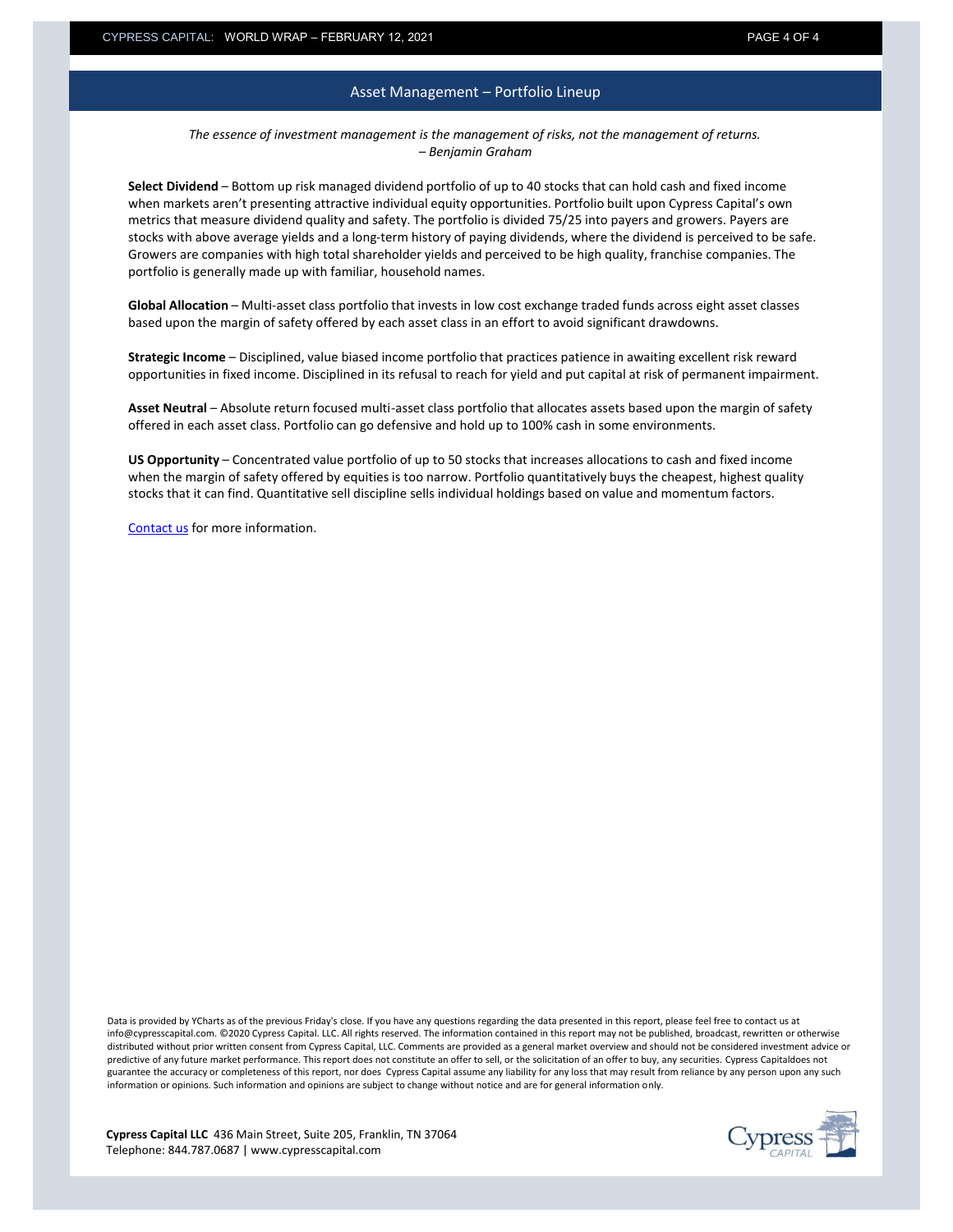## Asset Management – Portfolio Lineup

*The essence of investment management is the management of risks, not the management of returns.*
*– Benjamin Graham*

**Select Dividend** – Bottom up risk managed dividend portfolio of up to 40 stocks that can hold cash and fixed income when markets aren't presenting attractive individual equity opportunities. Portfolio built upon Cypress Capital's own metrics that measure dividend quality and safety. The portfolio is divided 75/25 into payers and growers. Payers are stocks with above average yields and a long-term history of paying dividends, where the dividend is perceived to be safe. Growers are companies with high total shareholder yields and perceived to be high quality, franchise companies. The portfolio is generally made up with familiar, household names.

**Global Allocation** – Multi-asset class portfolio that invests in low cost exchange traded funds across eight asset classes based upon the margin of safety offered by each asset class in an effort to avoid significant drawdowns.

**Strategic Income** – Disciplined, value biased income portfolio that practices patience in awaiting excellent risk reward opportunities in fixed income. Disciplined in its refusal to reach for yield and put capital at risk of permanent impairment.

**Asset Neutral** – Absolute return focused multi-asset class portfolio that allocates assets based upon the margin of safety offered in each asset class. Portfolio can go defensive and hold up to 100% cash in some environments.

**US Opportunity** – Concentrated value portfolio of up to 50 stocks that increases allocations to cash and fixed income when the margin of safety offered by equities is too narrow. Portfolio quantitatively buys the cheapest, highest quality stocks that it can find. Quantitative sell discipline sells individual holdings based on value and momentum factors.

Contact us for more information.

Data is provided by YCharts as of the previous Friday's close. If you have any questions regarding the data presented in this report, please feel free to contact us at info@cypresscapital.com. ©2020 Cypress Capital. LLC. All rights reserved. The information contained in this report may not be published, broadcast, rewritten or otherwise distributed without prior written consent from Cypress Capital, LLC. Comments are provided as a general market overview and should not be considered investment advice or predictive of any future market performance. This report does not constitute an offer to sell, or the solicitation of an offer to buy, any securities. Cypress Capitaldoes not guarantee the accuracy or completeness of this report, nor does Cypress Capital assume any liability for any loss that may result from reliance by any person upon any such information or opinions. Such information and opinions are subject to change without notice and are for general information only.

**Cypress Capital LLC** 436 Main Street, Suite 205, Franklin, TN 37064
Telephone: 844.787.0687 | www.cypresscapital.com